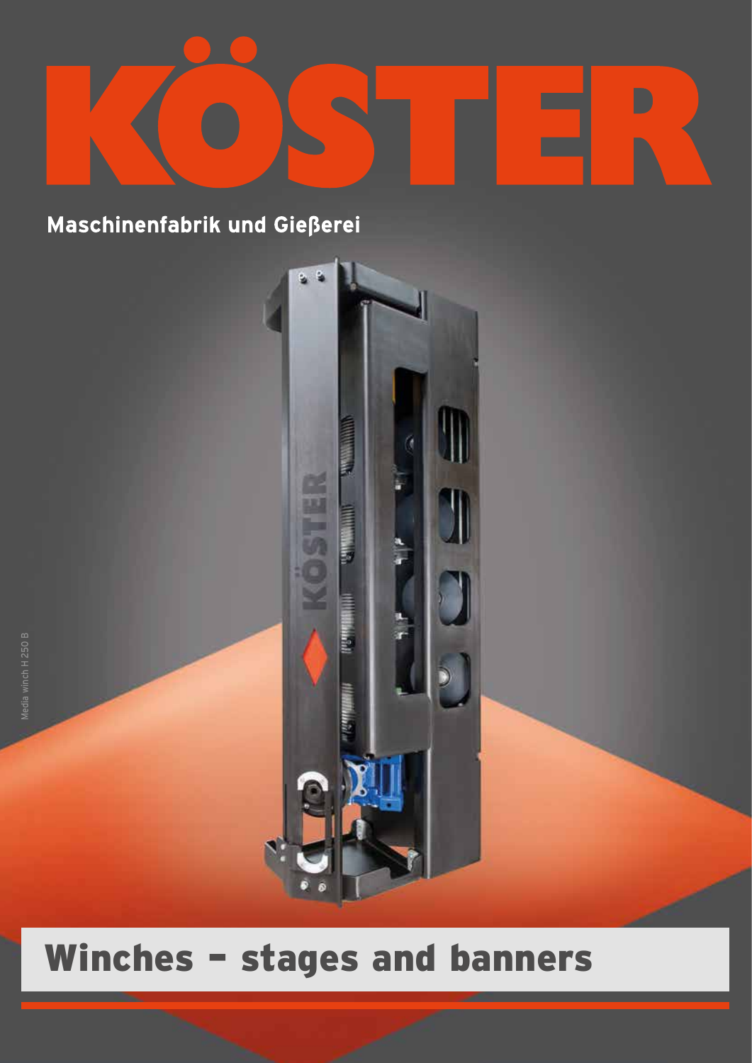# KÖSTER

**Maschinenfabrik und Gießerei**

Media winch H 250 B

# Winches – stages and banners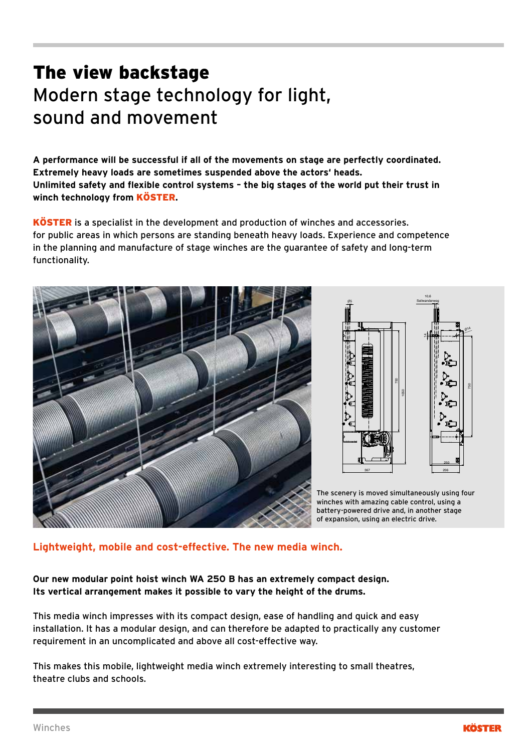# The view backstage

## Modern stage technology for light, sound and movement

**A performance will be successful if all of the movements on stage are perfectly coordinated. Extremely heavy loads are sometimes suspended above the actors' heads. Unlimited safety and flexible control systems – the big stages of the world put their trust in winch technology from KÖSTER.**

**KÖSTER** is a specialist in the development and production of winches and accessories. for public areas in which persons are standing beneath heavy loads. Experience and competence in the planning and manufacture of stage winches are the guarantee of safety and long-term functionality.

The scenery is moved simultaneously using four winches with amazing cable control, using a battery-powered drive and, in another stage of expansion, using an electric drive.

### Lightweight, mobile and cost-effective. The new media winch.

**Our new modular point hoist winch WA 250 B has an extremely compact design. Its vertical arrangement makes it possible to vary the height of the drums.**

This media winch impresses with its compact design, ease of handling and quick and easy installation. It has a modular design, and can therefore be adapted to practically any customer requirement in an uncomplicated and above all cost-effective way.

This makes this mobile, lightweight media winch extremely interesting to small theatres, theatre clubs and schools.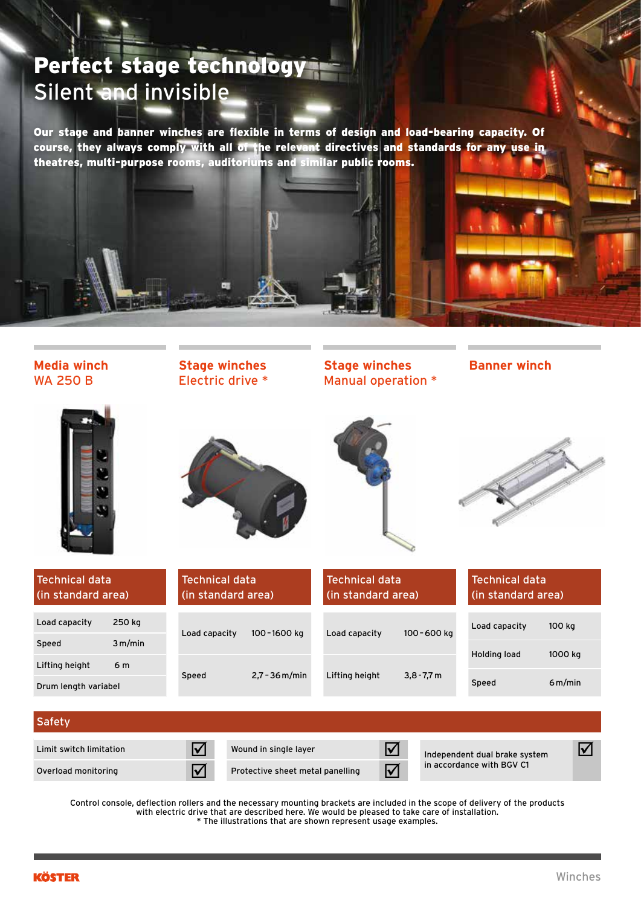# Perfect stage technology
## Silent and invisible

**Our stage and banner winches are flexible in terms of design and load-bearing capacity. Of course, they always comply with all of the relevant directives and standards for any use in theatres, multi-purpose rooms, auditoriums and similar public rooms.**

### Media winch WA 250 B

**Technical data (in standard area)**

| | |
|---|---|
| Load capacity | 250 kg |
| Speed | 3 m/min |
| Lifting height | 6 m |
| Drum length variabel | |

### Stage winches Electric drive *

**Technical data (in standard area)**

| | |
|---|---|
| Load capacity | 100 - 1600 kg |
| Speed | 2,7 - 36 m/min |

### Stage winches Manual operation *

**Technical data (in standard area)**

| | |
|---|---|
| Load capacity | 100 - 600 kg |
| Lifting height | 3,8 - 7,7 m |

### Banner winch

**Technical data (in standard area)**

| | |
|---|---|
| Load capacity | 100 kg |
| Holding load | 1000 kg |
| Speed | 6 m/min |

### Safety

| | |
|---|---|
| Limit switch limitation | ☑ |
| Overload monitoring | ☑ |
| Wound in single layer | ☑ |
| Protective sheet metal panelling | ☑ |
| Independent dual brake system in accordance with BGV C1 | ☑ |

Control console, deflection rollers and the necessary mounting brackets are included in the scope of delivery of the products with electric drive that are described here. We would be pleased to take care of installation.
* The illustrations that are shown represent usage examples.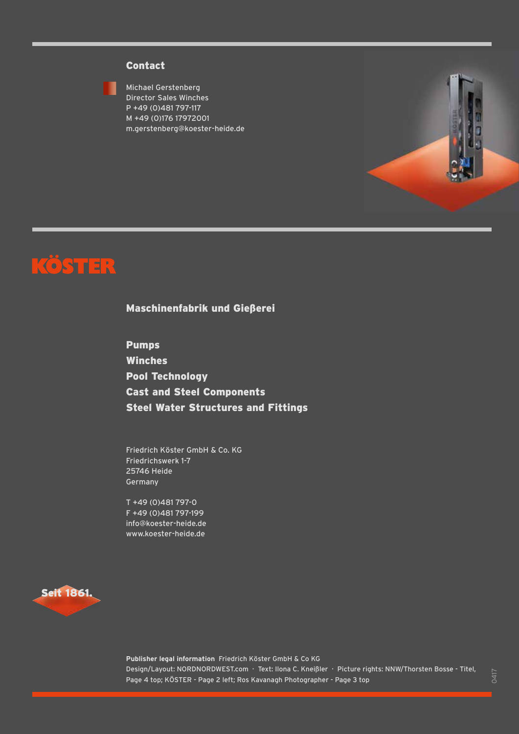## Contact

Michael Gerstenberg
Director Sales Winches
P +49 (0)481 797-117
M +49 (0)176 17972001
m.gerstenberg@koester-heide.de

# KÖSTER

## Maschinenfabrik und Gießerei

**Pumps**
**Winches**
**Pool Technology**
**Cast and Steel Components**
**Steel Water Structures and Fittings**

Friedrich Köster GmbH & Co. KG
Friedrichswerk 1-7
25746 Heide
Germany

T +49 (0)481 797-0
F +49 (0)481 797-199
info@koester-heide.de
www.koester-heide.de

Seit 1861.

**Publisher legal information** Friedrich Köster GmbH & Co KG
Design/Layout: NORDNORDWEST.com · Text: Ilona C. Kneißler · Picture rights: NNW/Thorsten Bosse - Titel, Page 4 top; KÖSTER - Page 2 left; Ros Kavanagh Photographer - Page 3 top

0417